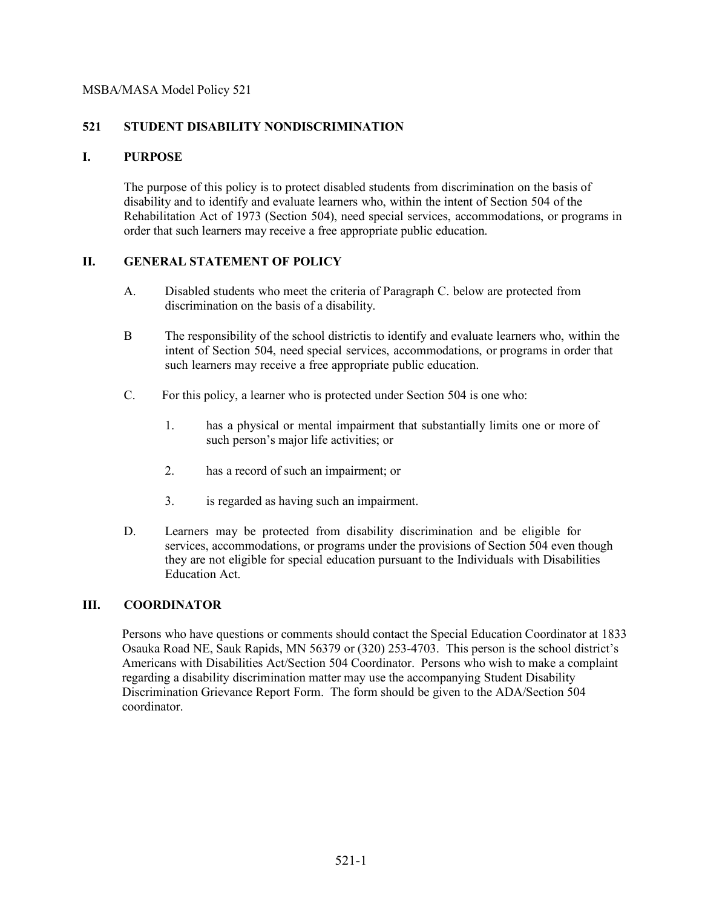MSBA/MASA Model Policy 521

# 521 STUDENT DISABILITY NONDISCRIMINATION

## I. PURPOSE

The purpose of this policy is to protect disabled students from discrimination on the basis of disability and to identify and evaluate learners who, within the intent of Section 504 of the Rehabilitation Act of 1973 (Section 504), need special services, accommodations, or programs in order that such learners may receive a free appropriate public education.

## II. GENERAL STATEMENT OF POLICY

A. Disabled students who meet the criteria of Paragraph C. below are protected from discrimination on the basis of a disability.

B The responsibility of the school districtis to identify and evaluate learners who, within the intent of Section 504, need special services, accommodations, or programs in order that such learners may receive a free appropriate public education.

C. For this policy, a learner who is protected under Section 504 is one who:

1. has a physical or mental impairment that substantially limits one or more of such person's major life activities; or

2. has a record of such an impairment; or

3. is regarded as having such an impairment.

D. Learners may be protected from disability discrimination and be eligible for services, accommodations, or programs under the provisions of Section 504 even though they are not eligible for special education pursuant to the Individuals with Disabilities Education Act.

## III. COORDINATOR

Persons who have questions or comments should contact the Special Education Coordinator at 1833 Osauka Road NE, Sauk Rapids, MN 56379 or (320) 253-4703. This person is the school district's Americans with Disabilities Act/Section 504 Coordinator. Persons who wish to make a complaint regarding a disability discrimination matter may use the accompanying Student Disability Discrimination Grievance Report Form. The form should be given to the ADA/Section 504 coordinator.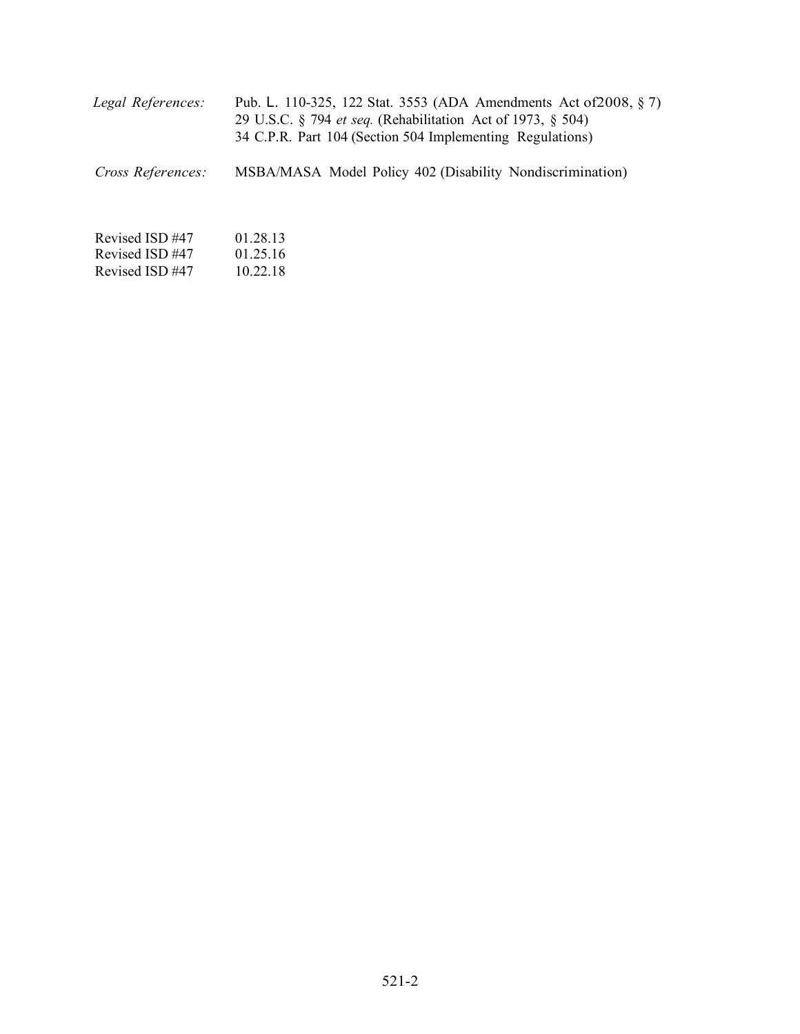*Legal References:* Pub. L. 110-325, 122 Stat. 3553 (ADA Amendments Act of2008, § 7)
29 U.S.C. § 794 *et seq.* (Rehabilitation Act of 1973, § 504)
34 C.P.R. Part 104 (Section 504 Implementing Regulations)

*Cross References:* MSBA/MASA Model Policy 402 (Disability Nondiscrimination)

| | |
|---|---|
| Revised ISD #47 | 01.28.13 |
| Revised ISD #47 | 01.25.16 |
| Revised ISD #47 | 10.22.18 |